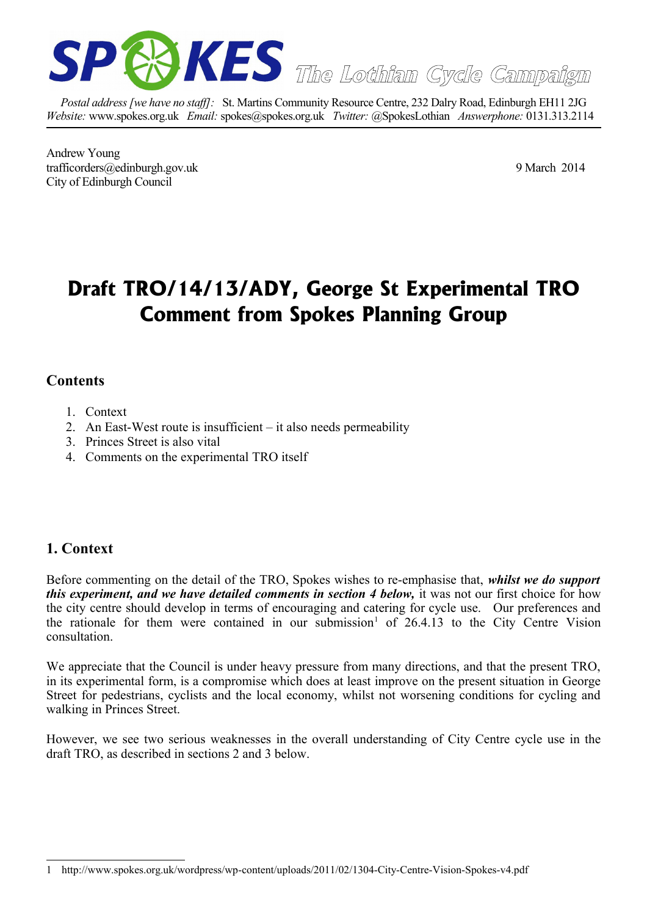**SPOKES** *The Lothian Cycle Campaign*

*Postal address [we have no staff]:* St. Martins Community Resource Centre, 232 Dalry Road, Edinburgh EH11 2JG
*Website:* www.spokes.org.uk *Email:* spokes@spokes.org.uk *Twitter:* @SpokesLothian *Answerphone:* 0131.313.2114

Andrew Young
trafficorders@edinburgh.gov.uk
City of Edinburgh Council

9 March 2014

# Draft TRO/14/13/ADY, George St Experimental TRO
# Comment from Spokes Planning Group

## Contents

1. Context
2. An East-West route is insufficient – it also needs permeability
3. Princes Street is also vital
4. Comments on the experimental TRO itself

## 1. Context

Before commenting on the detail of the TRO, Spokes wishes to re-emphasise that, ***whilst we do support this experiment, and we have detailed comments in section 4 below,*** it was not our first choice for how the city centre should develop in terms of encouraging and catering for cycle use. Our preferences and the rationale for them were contained in our submission[1] of 26.4.13 to the City Centre Vision consultation.

We appreciate that the Council is under heavy pressure from many directions, and that the present TRO, in its experimental form, is a compromise which does at least improve on the present situation in George Street for pedestrians, cyclists and the local economy, whilst not worsening conditions for cycling and walking in Princes Street.

However, we see two serious weaknesses in the overall understanding of City Centre cycle use in the draft TRO, as described in sections 2 and 3 below.

---

1 http://www.spokes.org.uk/wordpress/wp-content/uploads/2011/02/1304-City-Centre-Vision-Spokes-v4.pdf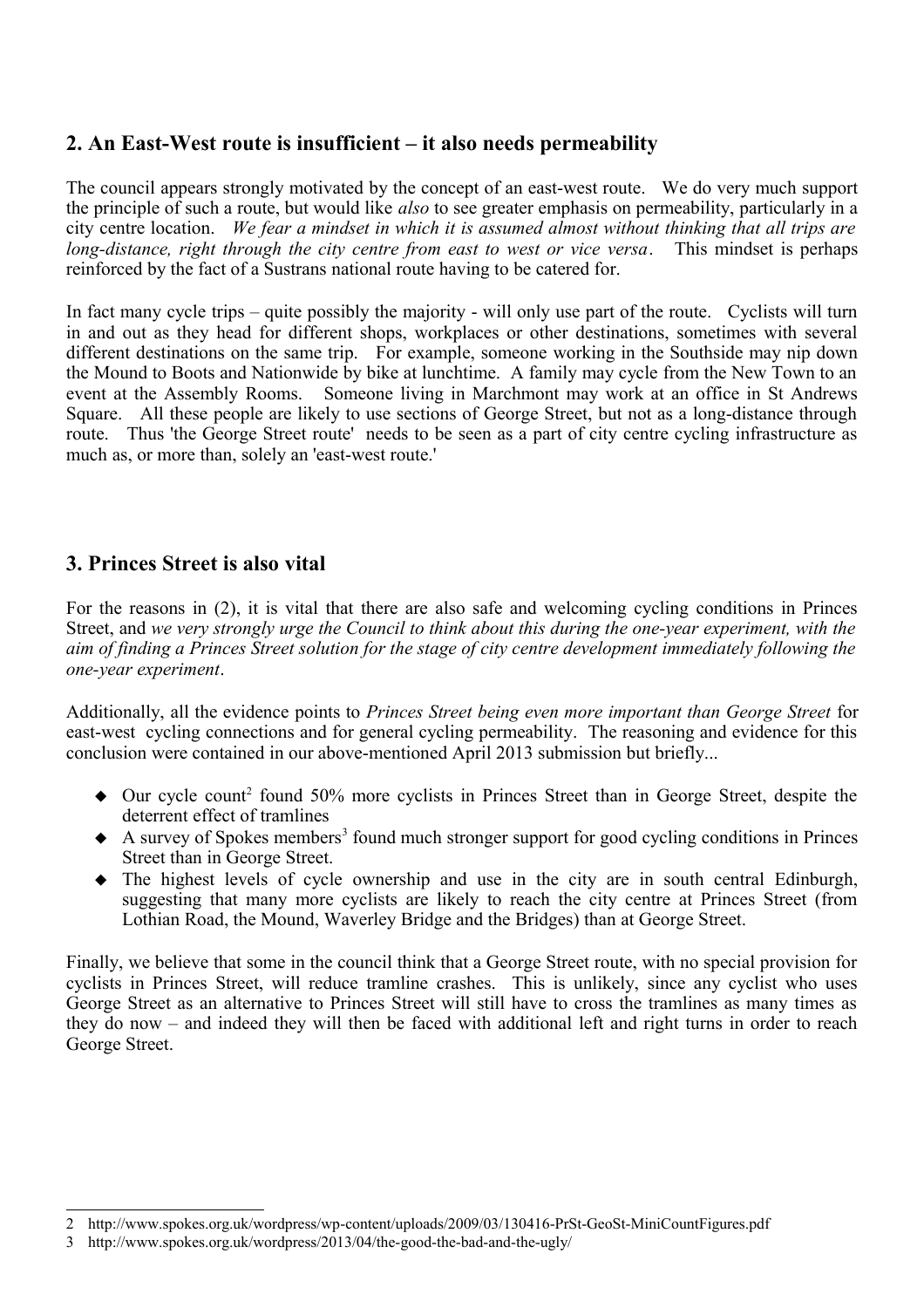## 2. An East-West route is insufficient – it also needs permeability

The council appears strongly motivated by the concept of an east-west route. We do very much support the principle of such a route, but would like *also* to see greater emphasis on permeability, particularly in a city centre location. *We fear a mindset in which it is assumed almost without thinking that all trips are long-distance, right through the city centre from east to west or vice versa*. This mindset is perhaps reinforced by the fact of a Sustrans national route having to be catered for.

In fact many cycle trips – quite possibly the majority - will only use part of the route. Cyclists will turn in and out as they head for different shops, workplaces or other destinations, sometimes with several different destinations on the same trip. For example, someone working in the Southside may nip down the Mound to Boots and Nationwide by bike at lunchtime. A family may cycle from the New Town to an event at the Assembly Rooms. Someone living in Marchmont may work at an office in St Andrews Square. All these people are likely to use sections of George Street, but not as a long-distance through route. Thus 'the George Street route' needs to be seen as a part of city centre cycling infrastructure as much as, or more than, solely an 'east-west route.'

## 3. Princes Street is also vital

For the reasons in (2), it is vital that there are also safe and welcoming cycling conditions in Princes Street, and *we very strongly urge the Council to think about this during the one-year experiment, with the aim of finding a Princes Street solution for the stage of city centre development immediately following the one-year experiment*.

Additionally, all the evidence points to *Princes Street being even more important than George Street* for east-west cycling connections and for general cycling permeability. The reasoning and evidence for this conclusion were contained in our above-mentioned April 2013 submission but briefly...

- Our cycle count[2] found 50% more cyclists in Princes Street than in George Street, despite the deterrent effect of tramlines
- A survey of Spokes members[3] found much stronger support for good cycling conditions in Princes Street than in George Street.
- The highest levels of cycle ownership and use in the city are in south central Edinburgh, suggesting that many more cyclists are likely to reach the city centre at Princes Street (from Lothian Road, the Mound, Waverley Bridge and the Bridges) than at George Street.

Finally, we believe that some in the council think that a George Street route, with no special provision for cyclists in Princes Street, will reduce tramline crashes. This is unlikely, since any cyclist who uses George Street as an alternative to Princes Street will still have to cross the tramlines as many times as they do now – and indeed they will then be faced with additional left and right turns in order to reach George Street.

---

2 http://www.spokes.org.uk/wordpress/wp-content/uploads/2009/03/130416-PrSt-GeoSt-MiniCountFigures.pdf

3 http://www.spokes.org.uk/wordpress/2013/04/the-good-the-bad-and-the-ugly/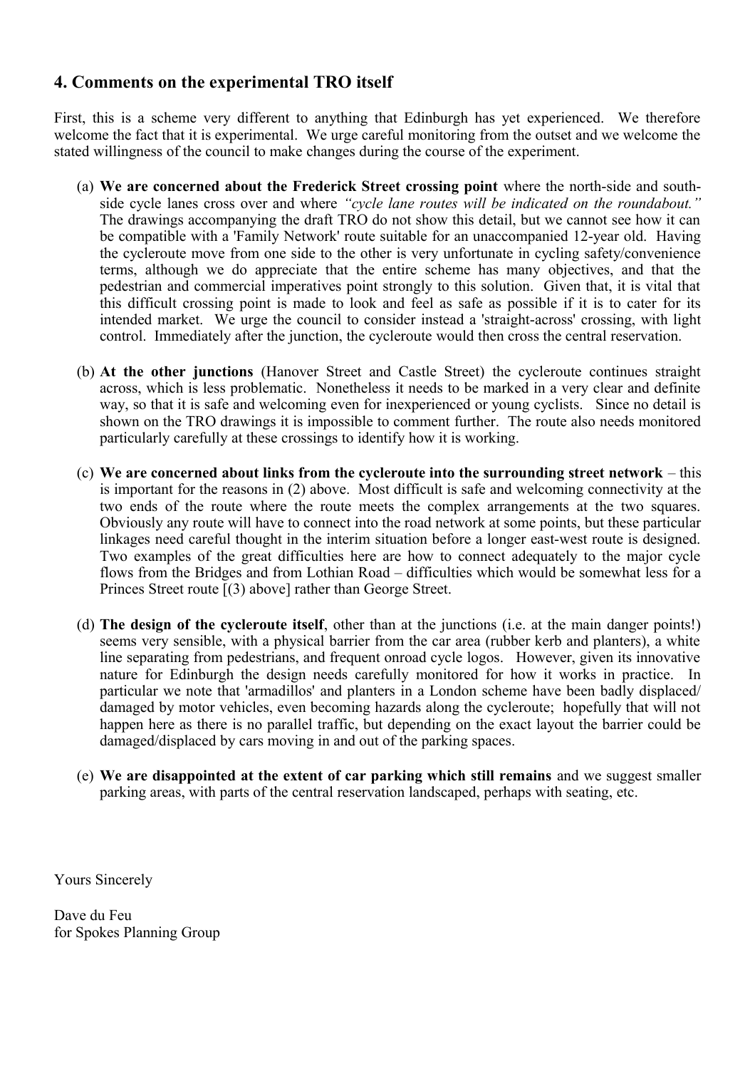## 4. Comments on the experimental TRO itself

First, this is a scheme very different to anything that Edinburgh has yet experienced. We therefore welcome the fact that it is experimental. We urge careful monitoring from the outset and we welcome the stated willingness of the council to make changes during the course of the experiment.

(a) **We are concerned about the Frederick Street crossing point** where the north-side and south-side cycle lanes cross over and where *"cycle lane routes will be indicated on the roundabout."* The drawings accompanying the draft TRO do not show this detail, but we cannot see how it can be compatible with a 'Family Network' route suitable for an unaccompanied 12-year old. Having the cycleroute move from one side to the other is very unfortunate in cycling safety/convenience terms, although we do appreciate that the entire scheme has many objectives, and that the pedestrian and commercial imperatives point strongly to this solution. Given that, it is vital that this difficult crossing point is made to look and feel as safe as possible if it is to cater for its intended market. We urge the council to consider instead a 'straight-across' crossing, with light control. Immediately after the junction, the cycleroute would then cross the central reservation.

(b) **At the other junctions** (Hanover Street and Castle Street) the cycleroute continues straight across, which is less problematic. Nonetheless it needs to be marked in a very clear and definite way, so that it is safe and welcoming even for inexperienced or young cyclists. Since no detail is shown on the TRO drawings it is impossible to comment further. The route also needs monitored particularly carefully at these crossings to identify how it is working.

(c) **We are concerned about links from the cycleroute into the surrounding street network** – this is important for the reasons in (2) above. Most difficult is safe and welcoming connectivity at the two ends of the route where the route meets the complex arrangements at the two squares. Obviously any route will have to connect into the road network at some points, but these particular linkages need careful thought in the interim situation before a longer east-west route is designed. Two examples of the great difficulties here are how to connect adequately to the major cycle flows from the Bridges and from Lothian Road – difficulties which would be somewhat less for a Princes Street route [(3) above] rather than George Street.

(d) **The design of the cycleroute itself**, other than at the junctions (i.e. at the main danger points!) seems very sensible, with a physical barrier from the car area (rubber kerb and planters), a white line separating from pedestrians, and frequent onroad cycle logos. However, given its innovative nature for Edinburgh the design needs carefully monitored for how it works in practice. In particular we note that 'armadillos' and planters in a London scheme have been badly displaced/ damaged by motor vehicles, even becoming hazards along the cycleroute; hopefully that will not happen here as there is no parallel traffic, but depending on the exact layout the barrier could be damaged/displaced by cars moving in and out of the parking spaces.

(e) **We are disappointed at the extent of car parking which still remains** and we suggest smaller parking areas, with parts of the central reservation landscaped, perhaps with seating, etc.

Yours Sincerely

Dave du Feu
for Spokes Planning Group